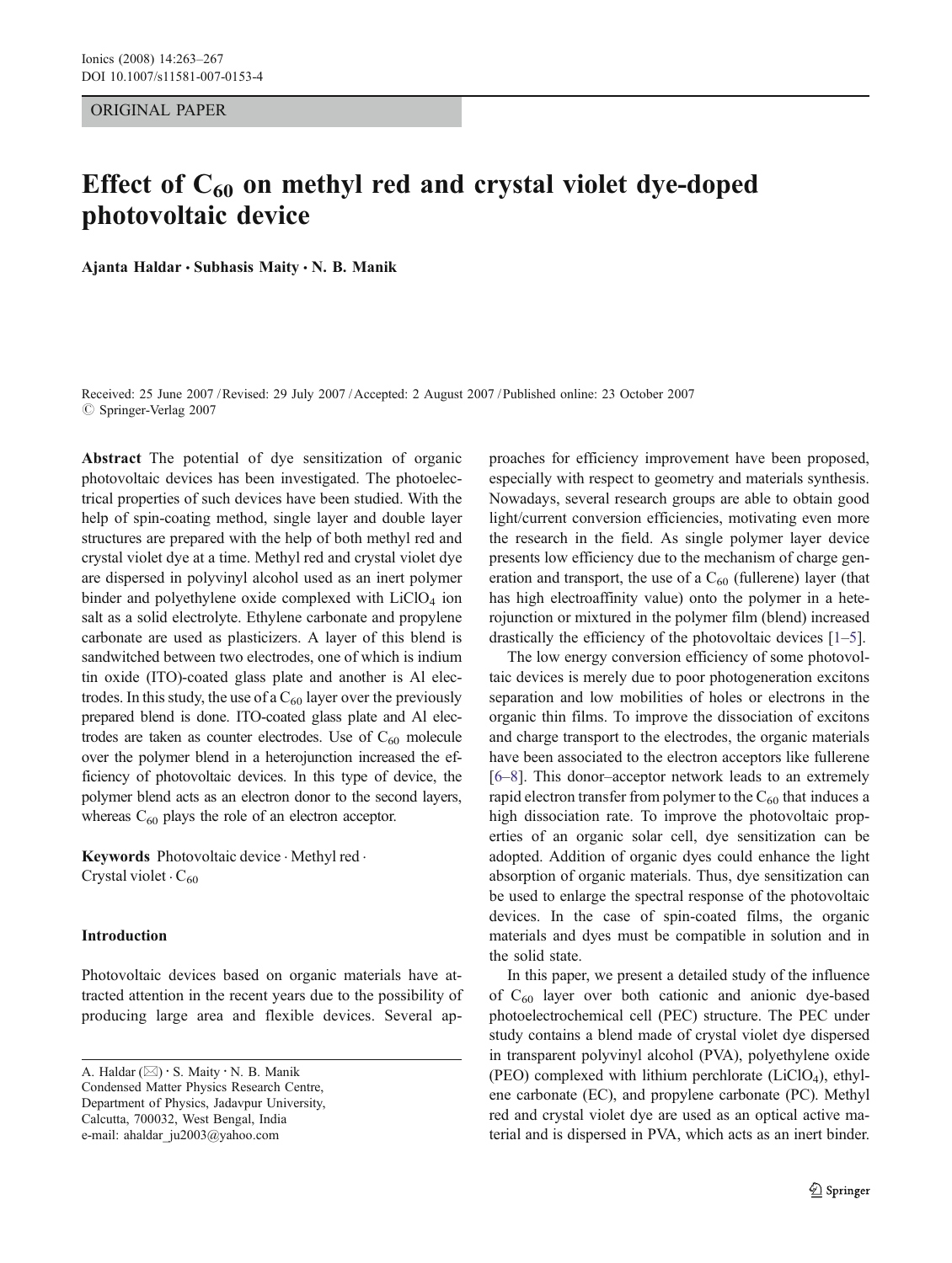ORIGINAL PAPER

# Effect of $C_{60}$ on methyl red and crystal violet dye-doped photovoltaic device

Ajanta Haldar · Subhasis Maity · N. B. Manik

Received: 25 June 2007 / Revised: 29 July 2007 / Accepted: 2 August 2007 / Published online: 23 October 2007
© Springer-Verlag 2007

**Abstract** The potential of dye sensitization of organic photovoltaic devices has been investigated. The photoelectrical properties of such devices have been studied. With the help of spin-coating method, single layer and double layer structures are prepared with the help of both methyl red and crystal violet dye at a time. Methyl red and crystal violet dye are dispersed in polyvinyl alcohol used as an inert polymer binder and polyethylene oxide complexed with $LiClO_4$ ion salt as a solid electrolyte. Ethylene carbonate and propylene carbonate are used as plasticizers. A layer of this blend is sandwitched between two electrodes, one of which is indium tin oxide (ITO)-coated glass plate and another is Al electrodes. In this study, the use of a $C_{60}$ layer over the previously prepared blend is done. ITO-coated glass plate and Al electrodes are taken as counter electrodes. Use of $C_{60}$ molecule over the polymer blend in a heterojunction increased the efficiency of photovoltaic devices. In this type of device, the polymer blend acts as an electron donor to the second layers, whereas $C_{60}$ plays the role of an electron acceptor.

**Keywords** Photovoltaic device · Methyl red · Crystal violet · $C_{60}$

## Introduction

Photovoltaic devices based on organic materials have attracted attention in the recent years due to the possibility of producing large area and flexible devices. Several approaches for efficiency improvement have been proposed, especially with respect to geometry and materials synthesis. Nowadays, several research groups are able to obtain good light/current conversion efficiencies, motivating even more the research in the field. As single polymer layer device presents low efficiency due to the mechanism of charge generation and transport, the use of a $C_{60}$ (fullerene) layer (that has high electroaffinity value) onto the polymer in a heterojunction or mixtured in the polymer film (blend) increased drastically the efficiency of the photovoltaic devices [1–5].

The low energy conversion efficiency of some photovoltaic devices is merely due to poor photogeneration excitons separation and low mobilities of holes or electrons in the organic thin films. To improve the dissociation of excitons and charge transport to the electrodes, the organic materials have been associated to the electron acceptors like fullerene [6–8]. This donor–acceptor network leads to an extremely rapid electron transfer from polymer to the $C_{60}$ that induces a high dissociation rate. To improve the photovoltaic properties of an organic solar cell, dye sensitization can be adopted. Addition of organic dyes could enhance the light absorption of organic materials. Thus, dye sensitization can be used to enlarge the spectral response of the photovoltaic devices. In the case of spin-coated films, the organic materials and dyes must be compatible in solution and in the solid state.

In this paper, we present a detailed study of the influence of $C_{60}$ layer over both cationic and anionic dye-based photoelectrochemical cell (PEC) structure. The PEC under study contains a blend made of crystal violet dye dispersed in transparent polyvinyl alcohol (PVA), polyethylene oxide (PEO) complexed with lithium perchlorate ($LiClO_4$), ethylene carbonate (EC), and propylene carbonate (PC). Methyl red and crystal violet dye are used as an optical active material and is dispersed in PVA, which acts as an inert binder.

A. Haldar (✉) · S. Maity · N. B. Manik
Condensed Matter Physics Research Centre,
Department of Physics, Jadavpur University,
Calcutta, 700032, West Bengal, India
e-mail: ahaldar_ju2003@yahoo.com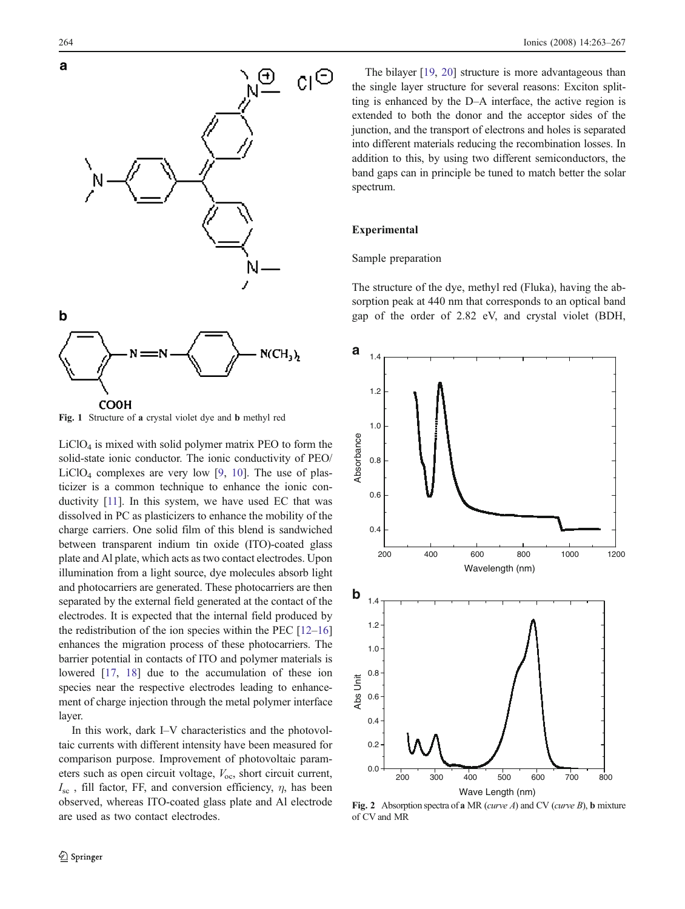Fig. 1 Structure of **a** crystal violet dye and **b** methyl red

$LiClO_4$ is mixed with solid polymer matrix PEO to form the solid-state ionic conductor. The ionic conductivity of PEO/$LiClO_4$ complexes are very low [9, 10]. The use of plasticizer is a common technique to enhance the ionic conductivity [11]. In this system, we have used EC that was dissolved in PC as plasticizers to enhance the mobility of the charge carriers. One solid film of this blend is sandwiched between transparent indium tin oxide (ITO)-coated glass plate and Al plate, which acts as two contact electrodes. Upon illumination from a light source, dye molecules absorb light and photocarriers are generated. These photocarriers are then separated by the external field generated at the contact of the electrodes. It is expected that the internal field produced by the redistribution of the ion species within the PEC [12–16] enhances the migration process of these photocarriers. The barrier potential in contacts of ITO and polymer materials is lowered [17, 18] due to the accumulation of these ion species near the respective electrodes leading to enhancement of charge injection through the metal polymer interface layer.

In this work, dark I–V characteristics and the photovoltaic currents with different intensity have been measured for comparison purpose. Improvement of photovoltaic parameters such as open circuit voltage, $V_{oc}$, short circuit current, $I_{sc}$ , fill factor, FF, and conversion efficiency, $\eta$, has been observed, whereas ITO-coated glass plate and Al electrode are used as two contact electrodes.

The bilayer [19, 20] structure is more advantageous than the single layer structure for several reasons: Exciton splitting is enhanced by the D–A interface, the active region is extended to both the donor and the acceptor sides of the junction, and the transport of electrons and holes is separated into different materials reducing the recombination losses. In addition to this, by using two different semiconductors, the band gaps can in principle be tuned to match better the solar spectrum.

## Experimental

### Sample preparation

The structure of the dye, methyl red (Fluka), having the absorption peak at 440 nm that corresponds to an optical band gap of the order of 2.82 eV, and crystal violet (BDH,

Fig. 2 Absorption spectra of **a** MR (*curve A*) and CV (*curve B*), **b** mixture of CV and MR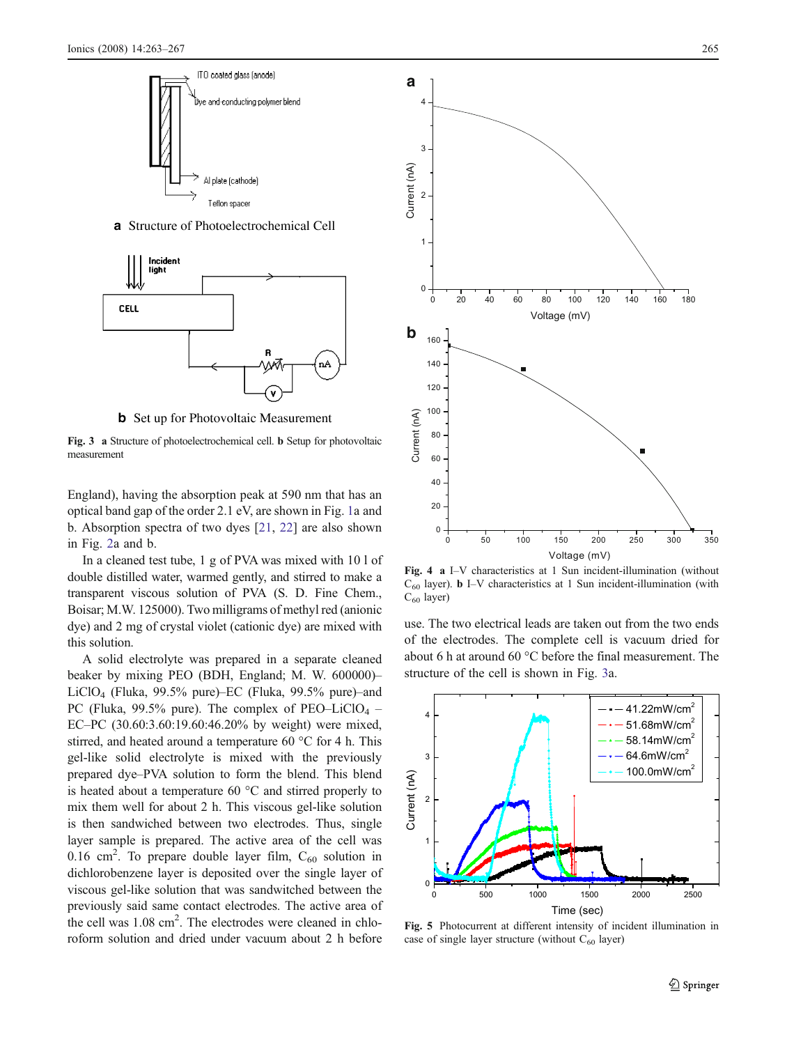Fig. 3 **a** Structure of photoelectrochemical cell. **b** Setup for photovoltaic measurement

England), having the absorption peak at 590 nm that has an optical band gap of the order 2.1 eV, are shown in Fig. 1a and b. Absorption spectra of two dyes [21, 22] are also shown in Fig. 2a and b.

In a cleaned test tube, 1 g of PVA was mixed with 10 l of double distilled water, warmed gently, and stirred to make a transparent viscous solution of PVA (S. D. Fine Chem., Boisar; M.W. 125000). Two milligrams of methyl red (anionic dye) and 2 mg of crystal violet (cationic dye) are mixed with this solution.

A solid electrolyte was prepared in a separate cleaned beaker by mixing PEO (BDH, England; M. W. 600000)–$LiClO_4$ (Fluka, 99.5% pure)–EC (Fluka, 99.5% pure)–and PC (Fluka, 99.5% pure). The complex of PEO–$LiClO_4$ –EC–PC (30.60:3.60:19.60:46.20% by weight) were mixed, stirred, and heated around a temperature 60 °C for 4 h. This gel-like solid electrolyte is mixed with the previously prepared dye–PVA solution to form the blend. This blend is heated about a temperature 60 °C and stirred properly to mix them well for about 2 h. This viscous gel-like solution is then sandwiched between two electrodes. Thus, single layer sample is prepared. The active area of the cell was 0.16 cm$^2$. To prepare double layer film, $C_{60}$ solution in dichlorobenzene layer is deposited over the single layer of viscous gel-like solution that was sandwiched between the previously said same contact electrodes. The active area of the cell was 1.08 cm$^2$. The electrodes were cleaned in chloroform solution and dried under vacuum about 2 h before use. The two electrical leads are taken out from the two ends of the electrodes. The complete cell is vacuum dried for about 6 h at around 60 °C before the final measurement. The structure of the cell is shown in Fig. 3a.

Fig. 4 **a** I–V characteristics at 1 Sun incident-illumination (without $C_{60}$ layer). **b** I–V characteristics at 1 Sun incident-illumination (with $C_{60}$ layer)

Fig. 5 Photocurrent at different intensity of incident illumination in case of single layer structure (without $C_{60}$ layer)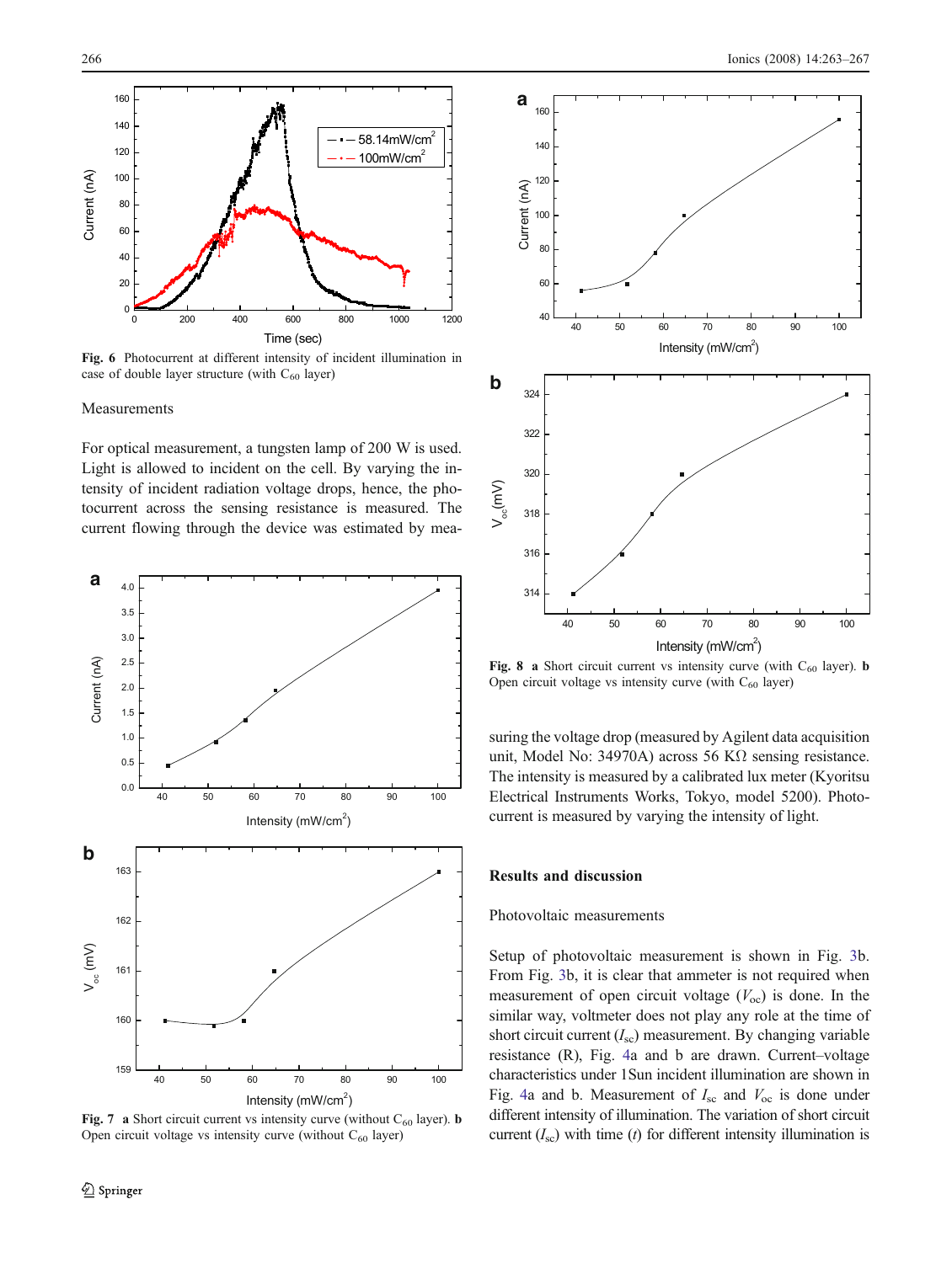Fig. 6 Photocurrent at different intensity of incident illumination in case of double layer structure (with $C_{60}$ layer)

Measurements

For optical measurement, a tungsten lamp of 200 W is used. Light is allowed to incident on the cell. By varying the intensity of incident radiation voltage drops, hence, the photocurrent across the sensing resistance is measured. The current flowing through the device was estimated by measuring the voltage drop (measured by Agilent data acquisition unit, Model No: 34970A) across 56 KΩ sensing resistance. The intensity is measured by a calibrated lux meter (Kyoritsu Electrical Instruments Works, Tokyo, model 5200). Photocurrent is measured by varying the intensity of light.

Fig. 7 **a** Short circuit current vs intensity curve (without $C_{60}$ layer). **b** Open circuit voltage vs intensity curve (without $C_{60}$ layer)

Fig. 8 **a** Short circuit current vs intensity curve (with $C_{60}$ layer). **b** Open circuit voltage vs intensity curve (with $C_{60}$ layer)

## Results and discussion

### Photovoltaic measurements

Setup of photovoltaic measurement is shown in Fig. 3b. From Fig. 3b, it is clear that ammeter is not required when measurement of open circuit voltage ($V_{oc}$) is done. In the similar way, voltmeter does not play any role at the time of short circuit current ($I_{sc}$) measurement. By changing variable resistance (R), Fig. 4a and b are drawn. Current–voltage characteristics under 1Sun incident illumination are shown in Fig. 4a and b. Measurement of $I_{sc}$ and $V_{oc}$ is done under different intensity of illumination. The variation of short circuit current ($I_{sc}$) with time ($t$) for different intensity illumination is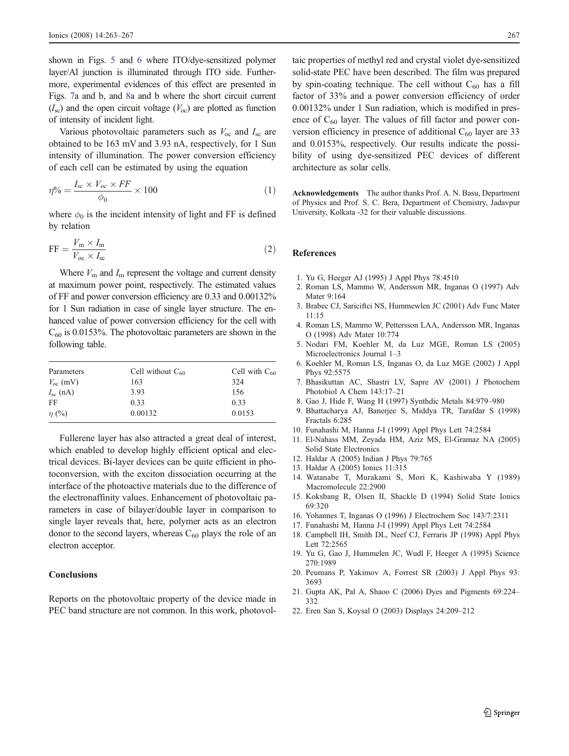shown in Figs. 5 and 6 where ITO/dye-sensitized polymer layer/Al junction is illuminated through ITO side. Furthermore, experimental evidences of this effect are presented in Figs. 7a and b, and 8a and b where the short circuit current ($I_{sc}$) and the open circuit voltage ($V_{oc}$) are plotted as function of intensity of incident light.

Various photovoltaic parameters such as $V_{oc}$ and $I_{sc}$ are obtained to be 163 mV and 3.93 nA, respectively, for 1 Sun intensity of illumination. The power conversion efficiency of each cell can be estimated by using the equation

$$\eta\% = \frac{I_{sc} \times V_{oc} \times FF}{\phi_0} \times 100 \tag{1}$$

where $\phi_0$ is the incident intensity of light and FF is defined by relation

$$\mathrm{FF} = \frac{V_{\mathrm{m}} \times I_{\mathrm{m}}}{V_{\mathrm{oc}} \times I_{\mathrm{sc}}} \tag{2}$$

Where $V_{\mathrm{m}}$ and $I_{\mathrm{m}}$ represent the voltage and current density at maximum power point, respectively. The estimated values of FF and power conversion efficiency are 0.33 and 0.00132% for 1 Sun radiation in case of single layer structure. The enhanced value of power conversion efficiency for the cell with $C_{60}$ is 0.0153%. The photovoltaic parameters are shown in the following table.

| Parameters | Cell without $C_{60}$ | Cell with $C_{60}$ |
|---|---|---|
| $V_{oc}$ (mV) | 163 | 324 |
| $I_{sc}$ (nA) | 3.93 | 156 |
| FF | 0.33 | 0.33 |
| $\eta$ (%) | 0.00132 | 0.0153 |

Fullerene layer has also attracted a great deal of interest, which enabled to develop highly efficient optical and electrical devices. Bi-layer devices can be quite efficient in photoconversion, with the exciton dissociation occurring at the interface of the photoactive materials due to the difference of the electroaffinity values. Enhancement of photovoltaic parameters in case of bilayer/double layer in comparison to single layer reveals that, here, polymer acts as an electron donor to the second layers, whereas $C_{60}$ plays the role of an electron acceptor.

## Conclusions

Reports on the photovoltaic property of the device made in PEC band structure are not common. In this work, photovoltaic properties of methyl red and crystal violet dye-sensitized solid-state PEC have been described. The film was prepared by spin-coating technique. The cell without $C_{60}$ has a fill factor of 33% and a power conversion efficiency of order 0.00132% under 1 Sun radiation, which is modified in presence of $C_{60}$ layer. The values of fill factor and power conversion efficiency in presence of additional $C_{60}$ layer are 33 and 0.0153%, respectively. Our results indicate the possibility of using dye-sensitized PEC devices of different architecture as solar cells.

**Acknowledgements** The author thanks Prof. A. N. Basu, Department of Physics and Prof. S. C. Bera, Department of Chemistry, Jadavpur University, Kolkata -32 for their valuable discussions.

## References

1. Yu G, Heeger AJ (1995) J Appl Phys 78:4510
2. Roman LS, Mammo W, Andersson MR, Inganas O (1997) Adv Mater 9:164
3. Brabec CJ, Sariciftci NS, Hummewlen JC (2001) Adv Func Mater 11:15
4. Roman LS, Mammo W, Pettersson LAA, Andersson MR, Inganas O (1998) Adv Mater 10:774
5. Nodari FM, Koehler M, da Luz MGE, Roman LS (2005) Microelectronics Journal 1–3
6. Koehler M, Roman LS, Inganas O, da Luz MGE (2002) J Appl Phys 92:5575
7. Bhasikuttan AC, Shastri LV, Sapre AV (2001) J Photochem Photobiol A Chem 143:17–21
8. Gao J, Hide F, Wang H (1997) Synthdic Metals 84:979–980
9. Bhattacharya AJ, Banerjee S, Middya TR, Tarafdar S (1998) Fractals 6:285
10. Funahashi M, Hanna J-I (1999) Appl Phys Lett 74:2584
11. El-Nahass MM, Zeyada HM, Aziz MS, El-Gramaz NA (2005) Solid State Electronics
12. Haldar A (2005) Indian J Phys 79:765
13. Haldar A (2005) Ionics 11:315
14. Watanabe T, Murakami S, Mori K, Kashiwaba Y (1989) Macromolecule 22:2900
15. Koksbang R, Olsen II, Shackle D (1994) Solid State Ionics 69:320
16. Yohannes T, Inganas O (1996) J Electrochem Soc 143/7:2311
17. Funahashi M, Hanna J-I (1999) Appl Phys Lett 74:2584
18. Campbell IH, Smith DL, Neef CJ, Ferraris JP (1998) Appl Phys Lett 72:2565
19. Yu G, Gao J, Hummelen JC, Wudl F, Heeger A (1995) Science 270:1989
20. Peumans P, Yakimov A, Forrest SR (2003) J Appl Phys 93: 3693
21. Gupta AK, Pal A, Shaoo C (2006) Dyes and Pigments 69:224–332
22. Eren San S, Koysal O (2003) Displays 24:209–212